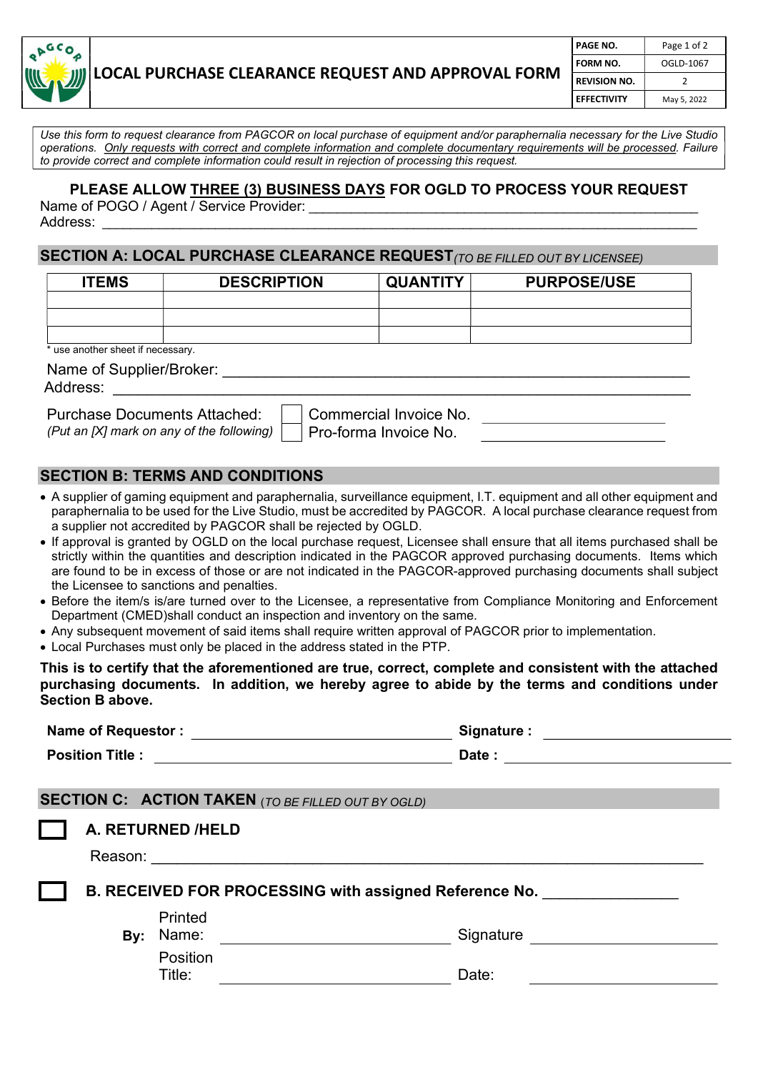# LOCAL PURCHASE CLEARANCE REQUEST AND APPROVAL FORM

| PAGE NO. | Page 1 of 2 |
|---|---|
| FORM NO. | OGLD-1067 |
| REVISION NO. | 2 |
| EFFECTIVITY | May 5, 2022 |

*Use this form to request clearance from PAGCOR on local purchase of equipment and/or paraphernalia necessary for the Live Studio operations. Only requests with correct and complete information and complete documentary requirements will be processed. Failure to provide correct and complete information could result in rejection of processing this request.*

**PLEASE ALLOW THREE (3) BUSINESS DAYS FOR OGLD TO PROCESS YOUR REQUEST**

Name of POGO / Agent / Service Provider: ______________________________________________

Address: ______________________________________________

## SECTION A: LOCAL PURCHASE CLEARANCE REQUEST *(TO BE FILLED OUT BY LICENSEE)*

| ITEMS | DESCRIPTION | QUANTITY | PURPOSE/USE |
|---|---|---|---|
| | | | |
| | | | |
| | | | |

\* use another sheet if necessary.

Name of Supplier/Broker: ______________________________________________

Address: ______________________________________________

Purchase Documents Attached: *(Put an [X] mark on any of the following)*

- [ ] Commercial Invoice No. ____________________
- [ ] Pro-forma Invoice No. ____________________

## SECTION B: TERMS AND CONDITIONS

- A supplier of gaming equipment and paraphernalia, surveillance equipment, I.T. equipment and all other equipment and paraphernalia to be used for the Live Studio, must be accredited by PAGCOR. A local purchase clearance request from a supplier not accredited by PAGCOR shall be rejected by OGLD.
- If approval is granted by OGLD on the local purchase request, Licensee shall ensure that all items purchased shall be strictly within the quantities and description indicated in the PAGCOR approved purchasing documents. Items which are found to be in excess of those or are not indicated in the PAGCOR-approved purchasing documents shall subject the Licensee to sanctions and penalties.
- Before the item/s is/are turned over to the Licensee, a representative from Compliance Monitoring and Enforcement Department (CMED)shall conduct an inspection and inventory on the same.
- Any subsequent movement of said items shall require written approval of PAGCOR prior to implementation.
- Local Purchases must only be placed in the address stated in the PTP.

**This is to certify that the aforementioned are true, correct, complete and consistent with the attached purchasing documents. In addition, we hereby agree to abide by the terms and conditions under Section B above.**

**Name of Requestor :** ____________________ **Signature :** ____________________

**Position Title :** ____________________ **Date :** ____________________

## SECTION C: ACTION TAKEN *(TO BE FILLED OUT BY OGLD)*

- [ ] **A. RETURNED /HELD**

Reason: ______________________________________________

- [ ] **B. RECEIVED FOR PROCESSING with assigned Reference No.** ____________________

**By:** Printed Name: ____________________ Signature ____________________

Position Title: ____________________ Date: ____________________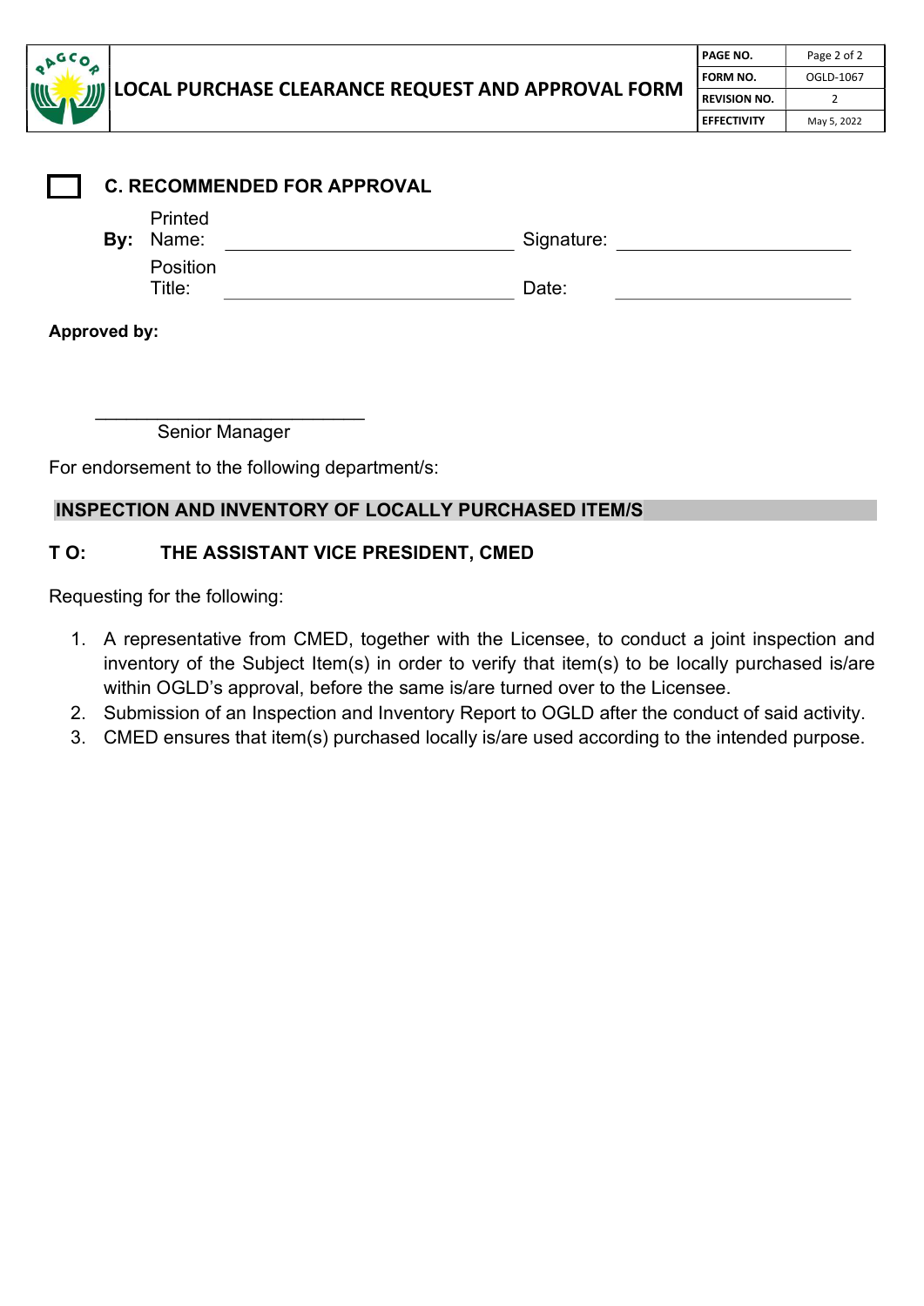☐ **C. RECOMMENDED FOR APPROVAL**

| | | | | |
|---|---|---|---|---|
| **By:** | Printed Name: | ______________________________ | Signature: | ________________________ |
| | Position Title: | ______________________________ | Date: | ________________________ |

**Approved by:**

____________________________
Senior Manager

For endorsement to the following department/s:

## INSPECTION AND INVENTORY OF LOCALLY PURCHASED ITEM/S

**T O: THE ASSISTANT VICE PRESIDENT, CMED**

Requesting for the following:

1. A representative from CMED, together with the Licensee, to conduct a joint inspection and inventory of the Subject Item(s) in order to verify that item(s) to be locally purchased is/are within OGLD's approval, before the same is/are turned over to the Licensee.
2. Submission of an Inspection and Inventory Report to OGLD after the conduct of said activity.
3. CMED ensures that item(s) purchased locally is/are used according to the intended purpose.